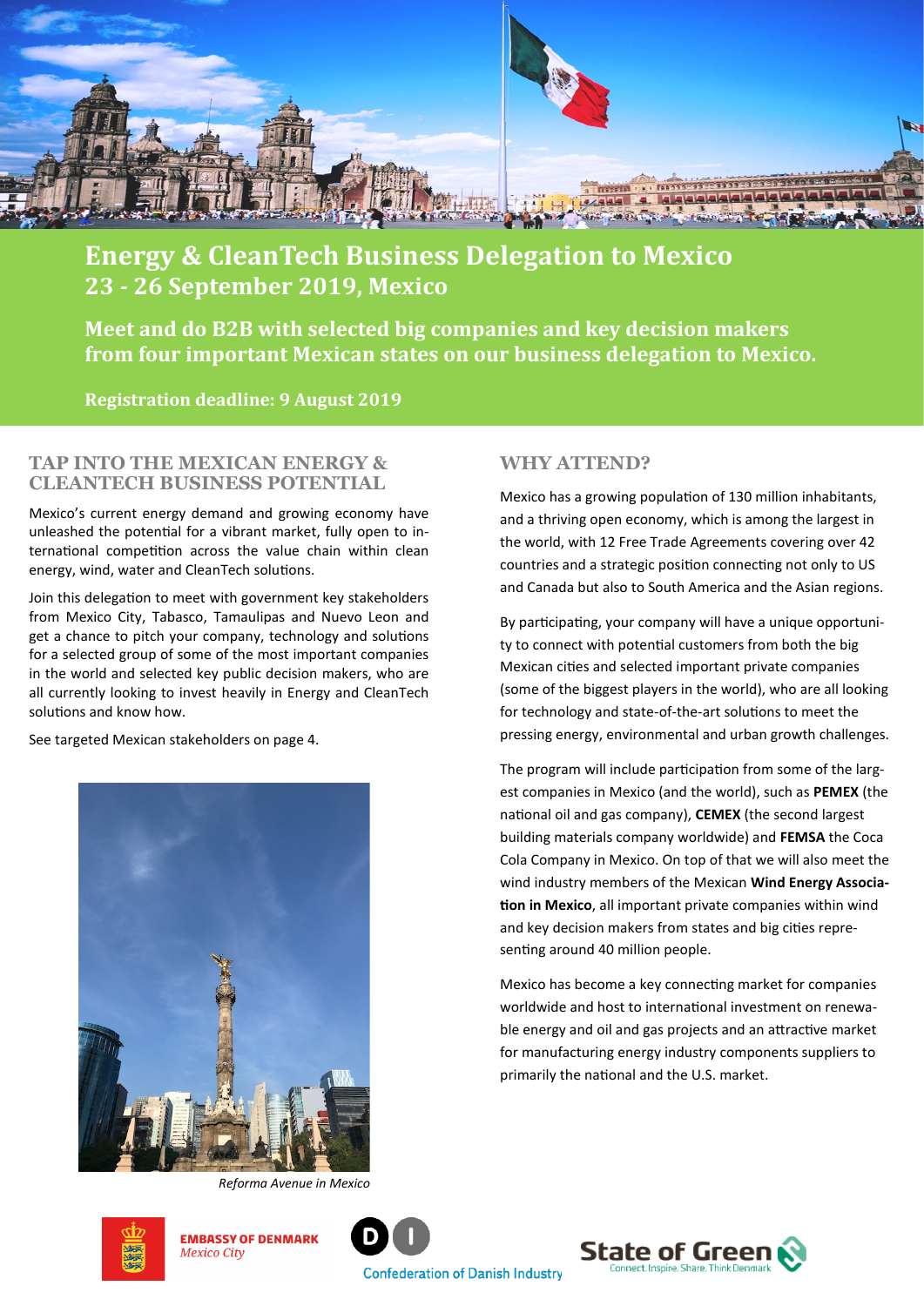# Energy & CleanTech Business Delegation to Mexico
## 23 - 26 September 2019, Mexico

**Meet and do B2B with selected big companies and key decision makers from four important Mexican states on our business delegation to Mexico.**

**Registration deadline: 9 August 2019**

## TAP INTO THE MEXICAN ENERGY & CLEANTECH BUSINESS POTENTIAL

Mexico's current energy demand and growing economy have unleashed the potential for a vibrant market, fully open to international competition across the value chain within clean energy, wind, water and CleanTech solutions.

Join this delegation to meet with government key stakeholders from Mexico City, Tabasco, Tamaulipas and Nuevo Leon and get a chance to pitch your company, technology and solutions for a selected group of some of the most important companies in the world and selected key public decision makers, who are all currently looking to invest heavily in Energy and CleanTech solutions and know how.

See targeted Mexican stakeholders on page 4.

*Reforma Avenue in Mexico*

## WHY ATTEND?

Mexico has a growing population of 130 million inhabitants, and a thriving open economy, which is among the largest in the world, with 12 Free Trade Agreements covering over 42 countries and a strategic position connecting not only to US and Canada but also to South America and the Asian regions.

By participating, your company will have a unique opportunity to connect with potential customers from both the big Mexican cities and selected important private companies (some of the biggest players in the world), who are all looking for technology and state-of-the-art solutions to meet the pressing energy, environmental and urban growth challenges.

The program will include participation from some of the largest companies in Mexico (and the world), such as **PEMEX** (the national oil and gas company), **CEMEX** (the second largest building materials company worldwide) and **FEMSA** the Coca Cola Company in Mexico. On top of that we will also meet the wind industry members of the Mexican **Wind Energy Association in Mexico**, all important private companies within wind and key decision makers from states and big cities representing around 40 million people.

Mexico has become a key connecting market for companies worldwide and host to international investment on renewable energy and oil and gas projects and an attractive market for manufacturing energy industry components suppliers to primarily the national and the U.S. market.

**EMBASSY OF DENMARK**
*Mexico City*

Confederation of Danish Industry

State of Green
Connect. Inspire. Share. Think Denmark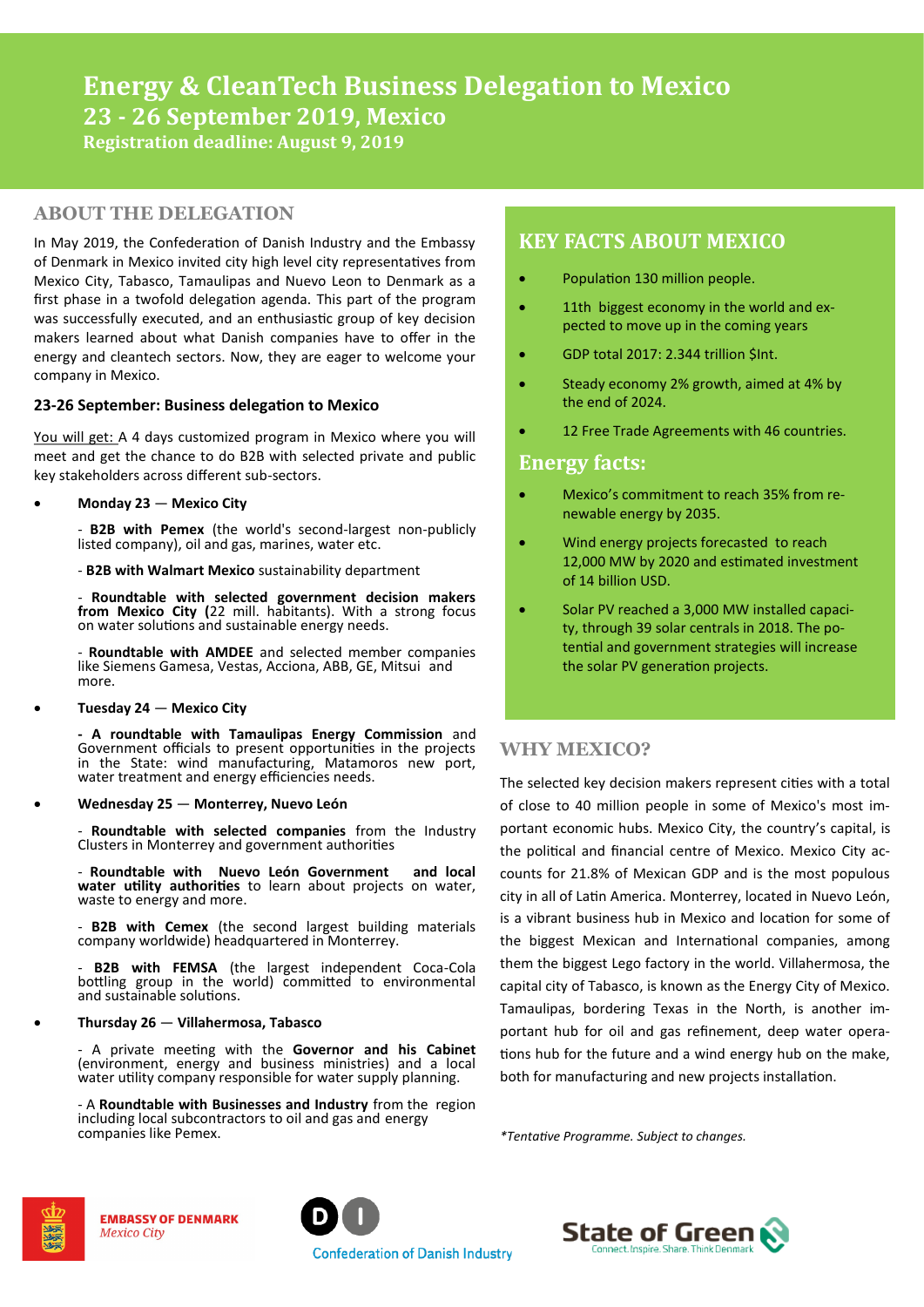# Energy & CleanTech Business Delegation to Mexico

## 23 - 26 September 2019, Mexico

**Registration deadline: August 9, 2019**

## ABOUT THE DELEGATION

In May 2019, the Confederation of Danish Industry and the Embassy of Denmark in Mexico invited city high level city representatives from Mexico City, Tabasco, Tamaulipas and Nuevo Leon to Denmark as a first phase in a twofold delegation agenda. This part of the program was successfully executed, and an enthusiastic group of key decision makers learned about what Danish companies have to offer in the energy and cleantech sectors. Now, they are eager to welcome your company in Mexico.

### 23-26 September: Business delegation to Mexico

You will get: A 4 days customized program in Mexico where you will meet and get the chance to do B2B with selected private and public key stakeholders across different sub-sectors.

- **Monday 23 — Mexico City**

  - **B2B with Pemex** (the world's second-largest non-publicly listed company), oil and gas, marines, water etc.

  - **B2B with Walmart Mexico** sustainability department

  - **Roundtable with selected government decision makers from Mexico City (**22 mill. habitants). With a strong focus on water solutions and sustainable energy needs.

  - **Roundtable with AMDEE** and selected member companies like Siemens Gamesa, Vestas, Acciona, ABB, GE, Mitsui and more.

- **Tuesday 24 — Mexico City**

  **- A roundtable with Tamaulipas Energy Commission** and Government officials to present opportunities in the projects in the State: wind manufacturing, Matamoros new port, water treatment and energy efficiencies needs.

- **Wednesday 25 — Monterrey, Nuevo León**

  - **Roundtable with selected companies** from the Industry Clusters in Monterrey and government authorities

  - **Roundtable with Nuevo León Government and local water utility authorities** to learn about projects on water, waste to energy and more.

  - **B2B with Cemex** (the second largest building materials company worldwide) headquartered in Monterrey.

  - **B2B with FEMSA** (the largest independent Coca-Cola bottling group in the world) committed to environmental and sustainable solutions.

- **Thursday 26 — Villahermosa, Tabasco**

  - A private meeting with the **Governor and his Cabinet** (environment, energy and business ministries) and a local water utility company responsible for water supply planning.

  - A **Roundtable with Businesses and Industry** from the region including local subcontractors to oil and gas and energy companies like Pemex.

## KEY FACTS ABOUT MEXICO

- Population 130 million people.
- 11th biggest economy in the world and expected to move up in the coming years
- GDP total 2017: 2.344 trillion $Int.
- Steady economy 2% growth, aimed at 4% by the end of 2024.
- 12 Free Trade Agreements with 46 countries.

## Energy facts:

- Mexico's commitment to reach 35% from renewable energy by 2035.
- Wind energy projects forecasted to reach 12,000 MW by 2020 and estimated investment of 14 billion USD.
- Solar PV reached a 3,000 MW installed capacity, through 39 solar centrals in 2018. The potential and government strategies will increase the solar PV generation projects.

## WHY MEXICO?

The selected key decision makers represent cities with a total of close to 40 million people in some of Mexico's most important economic hubs. Mexico City, the country's capital, is the political and financial centre of Mexico. Mexico City accounts for 21.8% of Mexican GDP and is the most populous city in all of Latin America. Monterrey, located in Nuevo León, is a vibrant business hub in Mexico and location for some of the biggest Mexican and International companies, among them the biggest Lego factory in the world. Villahermosa, the capital city of Tabasco, is known as the Energy City of Mexico. Tamaulipas, bordering Texas in the North, is another important hub for oil and gas refinement, deep water operations hub for the future and a wind energy hub on the make, both for manufacturing and new projects installation.

*\*Tentative Programme. Subject to changes.*

EMBASSY OF DENMARK *Mexico City*

Confederation of Danish Industry

State of Green — Connect. Inspire. Share. Think Denmark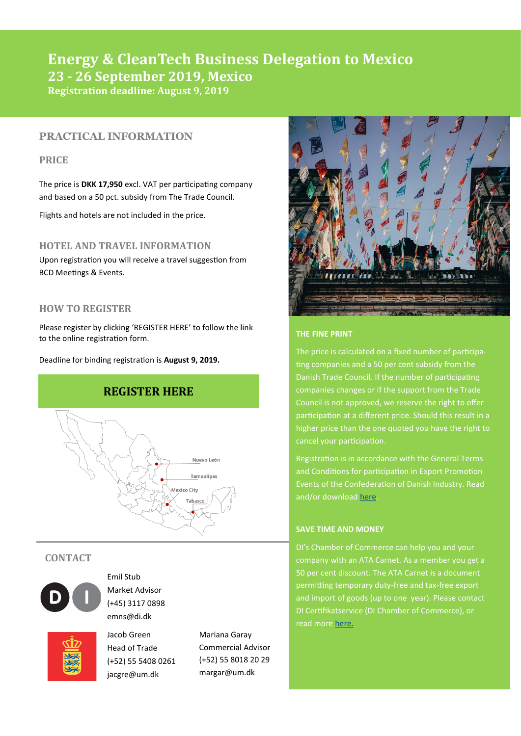# Energy & CleanTech Business Delegation to Mexico

## 23 - 26 September 2019, Mexico

**Registration deadline: August 9, 2019**

## PRACTICAL INFORMATION

### PRICE

The price is **DKK 17,950** excl. VAT per participating company and based on a 50 pct. subsidy from The Trade Council.

Flights and hotels are not included in the price.

### HOTEL AND TRAVEL INFORMATION

Upon registration you will receive a travel suggestion from BCD Meetings & Events.

### HOW TO REGISTER

Please register by clicking 'REGISTER HERE' to follow the link to the online registration form.

Deadline for binding registration is **August 9, 2019.**

**REGISTER HERE**

Nuevo León
Tamaulipas
Mexico City
Tabasco

## CONTACT

Emil Stub
Market Advisor
(+45) 3117 0898
emns@di.dk

Jacob Green
Head of Trade
(+52) 55 5408 0261
jacgre@um.dk

Mariana Garay
Commercial Advisor
(+52) 55 8018 20 29
margar@um.dk

### THE FINE PRINT

The price is calculated on a fixed number of participating companies and a 50 per cent subsidy from the Danish Trade Council. If the number of participating companies changes or if the support from the Trade Council is not approved, we reserve the right to offer participation at a different price. Should this result in a higher price than the one quoted you have the right to cancel your participation.

Registration is in accordance with the General Terms and Conditions for participation in Export Promotion Events of the Confederation of Danish Industry. Read and/or download here.

### SAVE TIME AND MONEY

DI's Chamber of Commerce can help you and your company with an ATA Carnet. As a member you get a 50 per cent discount. The ATA Carnet is a document permitting temporary duty-free and tax-free export and import of goods (up to one year). Please contact DI Certifikatservice (DI Chamber of Commerce), or read more here.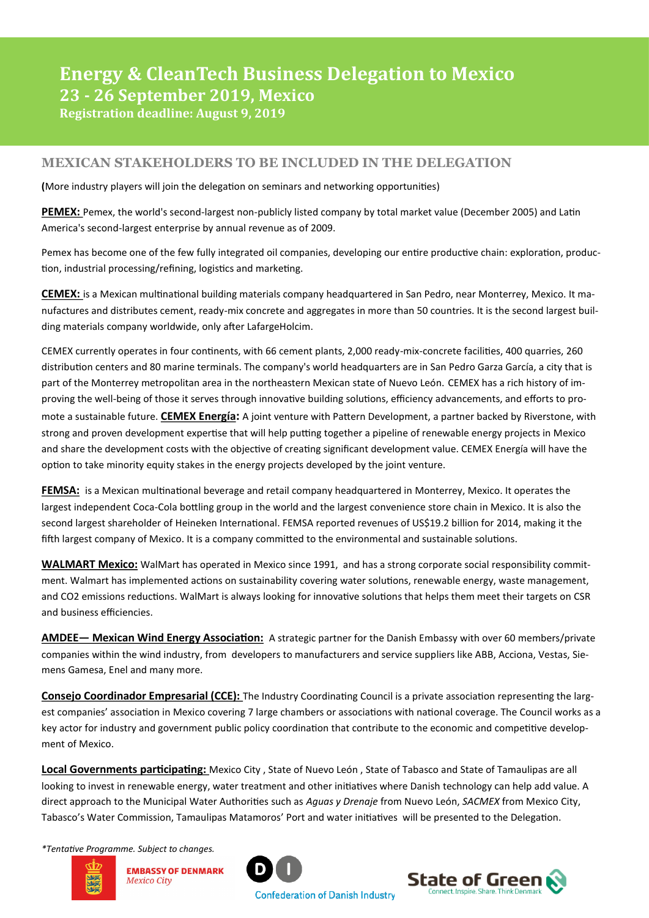# Energy & CleanTech Business Delegation to Mexico

## 23 - 26 September 2019, Mexico

**Registration deadline: August 9, 2019**

## MEXICAN STAKEHOLDERS TO BE INCLUDED IN THE DELEGATION

**(**More industry players will join the delegation on seminars and networking opportunities)

**PEMEX:** Pemex, the world's second-largest non-publicly listed company by total market value (December 2005) and Latin America's second-largest enterprise by annual revenue as of 2009.

Pemex has become one of the few fully integrated oil companies, developing our entire productive chain: exploration, production, industrial processing/refining, logistics and marketing.

**CEMEX:** is a Mexican multinational building materials company headquartered in San Pedro, near Monterrey, Mexico. It manufactures and distributes cement, ready-mix concrete and aggregates in more than 50 countries. It is the second largest building materials company worldwide, only after LafargeHolcim.

CEMEX currently operates in four continents, with 66 cement plants, 2,000 ready-mix-concrete facilities, 400 quarries, 260 distribution centers and 80 marine terminals. The company's world headquarters are in San Pedro Garza García, a city that is part of the Monterrey metropolitan area in the northeastern Mexican state of Nuevo León. CEMEX has a rich history of improving the well-being of those it serves through innovative building solutions, efficiency advancements, and efforts to promote a sustainable future. **CEMEX Energía:** A joint venture with Pattern Development, a partner backed by Riverstone, with strong and proven development expertise that will help putting together a pipeline of renewable energy projects in Mexico and share the development costs with the objective of creating significant development value. CEMEX Energía will have the option to take minority equity stakes in the energy projects developed by the joint venture.

**FEMSA:** is a Mexican multinational beverage and retail company headquartered in Monterrey, Mexico. It operates the largest independent Coca-Cola bottling group in the world and the largest convenience store chain in Mexico. It is also the second largest shareholder of Heineken International. FEMSA reported revenues of US$19.2 billion for 2014, making it the fifth largest company of Mexico. It is a company committed to the environmental and sustainable solutions.

**WALMART Mexico:** WalMart has operated in Mexico since 1991, and has a strong corporate social responsibility commitment. Walmart has implemented actions on sustainability covering water solutions, renewable energy, waste management, and CO2 emissions reductions. WalMart is always looking for innovative solutions that helps them meet their targets on CSR and business efficiencies.

**AMDEE— Mexican Wind Energy Association:** A strategic partner for the Danish Embassy with over 60 members/private companies within the wind industry, from developers to manufacturers and service suppliers like ABB, Acciona, Vestas, Siemens Gamesa, Enel and many more.

**Consejo Coordinador Empresarial (CCE):** The Industry Coordinating Council is a private association representing the largest companies' association in Mexico covering 7 large chambers or associations with national coverage. The Council works as a key actor for industry and government public policy coordination that contribute to the economic and competitive development of Mexico.

**Local Governments participating:** Mexico City , State of Nuevo León , State of Tabasco and State of Tamaulipas are all looking to invest in renewable energy, water treatment and other initiatives where Danish technology can help add value. A direct approach to the Municipal Water Authorities such as *Aguas y Drenaje* from Nuevo León, *SACMEX* from Mexico City, Tabasco's Water Commission, Tamaulipas Matamoros' Port and water initiatives will be presented to the Delegation.

*\*Tentative Programme. Subject to changes.*

EMBASSY OF DENMARK
*Mexico City*

Confederation of Danish Industry

State of Green
Connect. Inspire. Share. Think Denmark